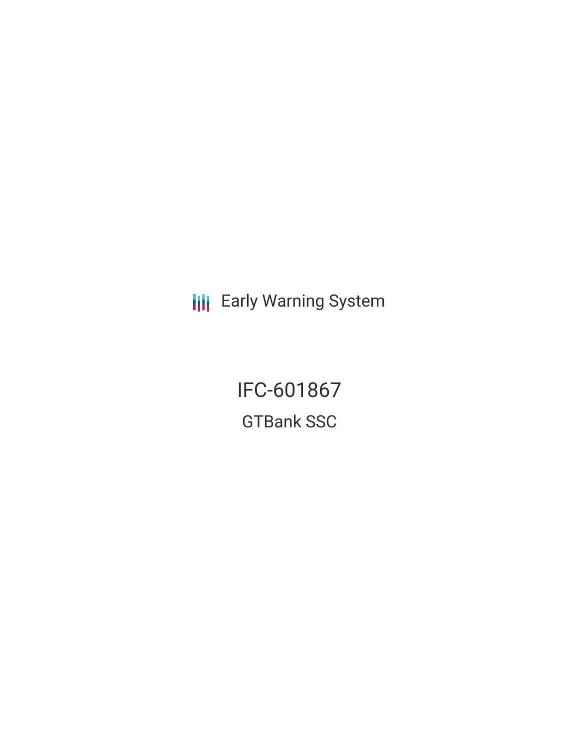Early Warning System

# IFC-601867

## GTBank SSC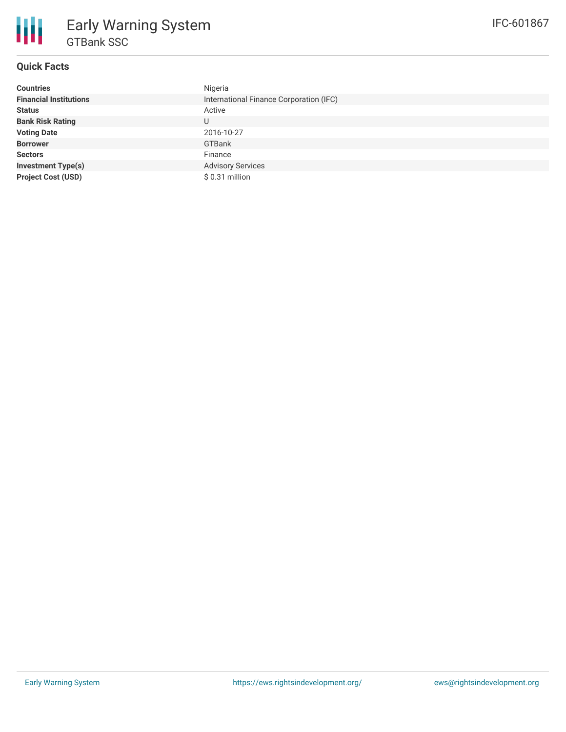# Early Warning System

## GTBank SSC

IFC-601867

### Quick Facts

| | |
|---|---|
| **Countries** | Nigeria |
| **Financial Institutions** | International Finance Corporation (IFC) |
| **Status** | Active |
| **Bank Risk Rating** | U |
| **Voting Date** | 2016-10-27 |
| **Borrower** | GTBank |
| **Sectors** | Finance |
| **Investment Type(s)** | Advisory Services |
| **Project Cost (USD)** | $ 0.31 million |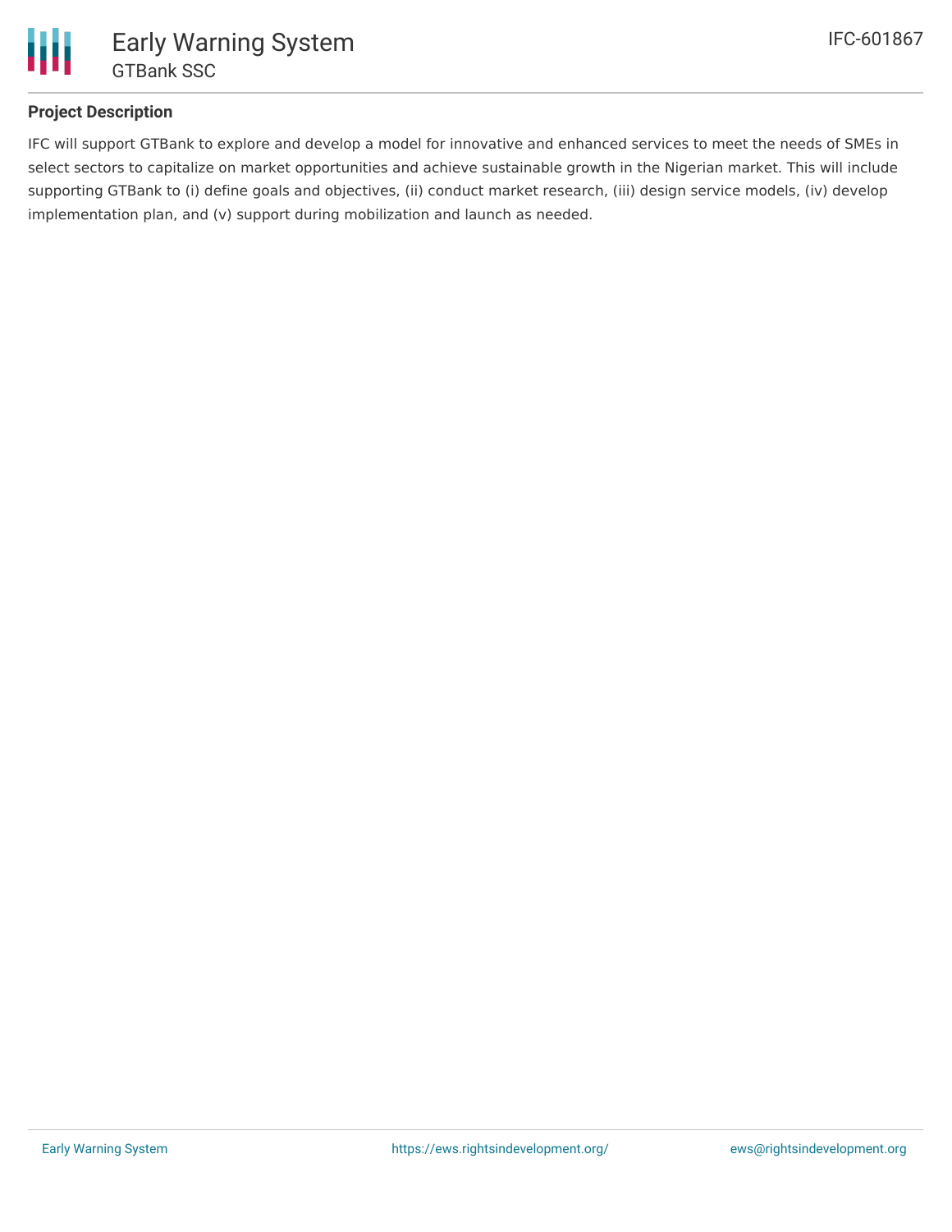## Project Description

IFC will support GTBank to explore and develop a model for innovative and enhanced services to meet the needs of SMEs in select sectors to capitalize on market opportunities and achieve sustainable growth in the Nigerian market. This will include supporting GTBank to (i) define goals and objectives, (ii) conduct market research, (iii) design service models, (iv) develop implementation plan, and (v) support during mobilization and launch as needed.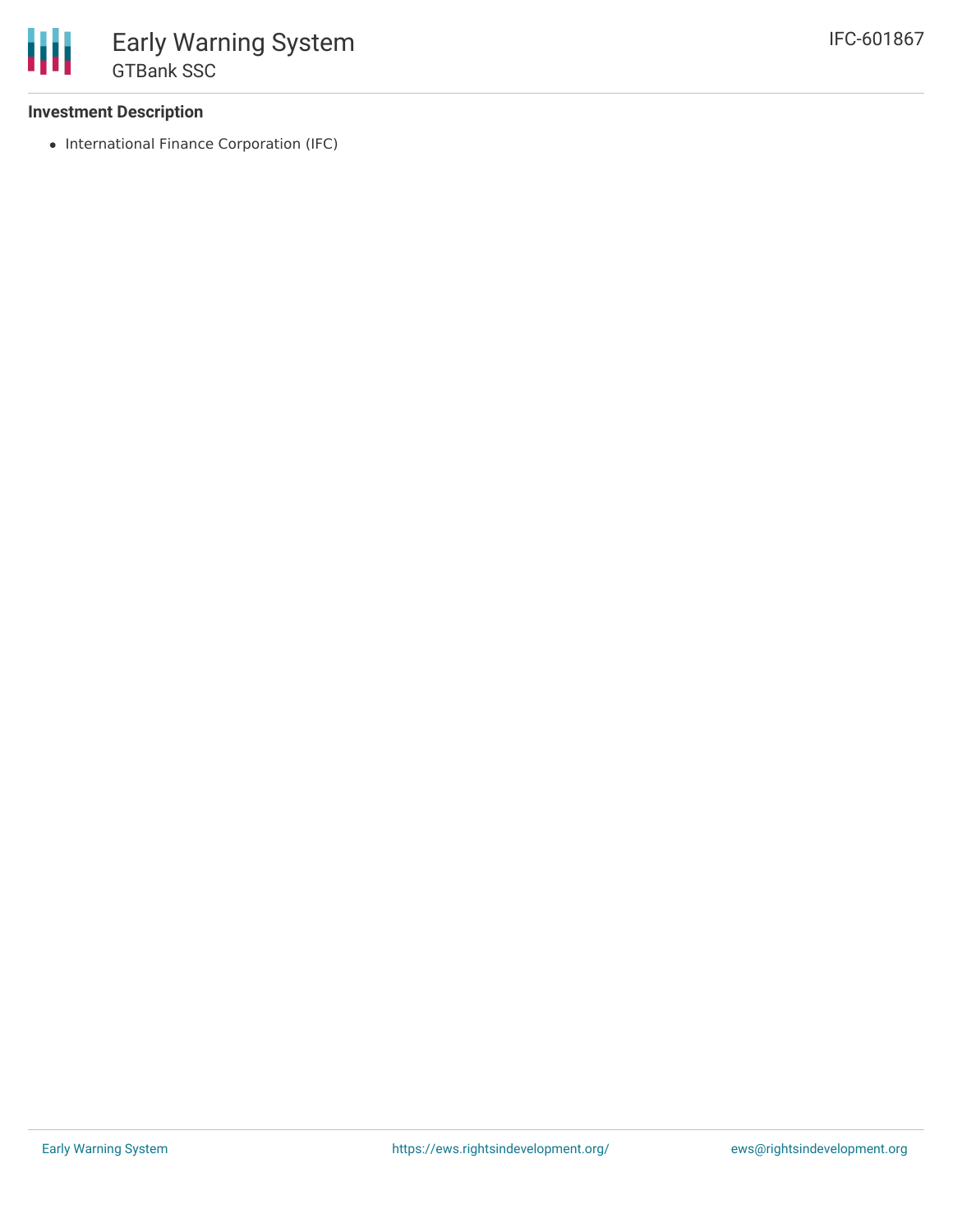### Investment Description

- International Finance Corporation (IFC)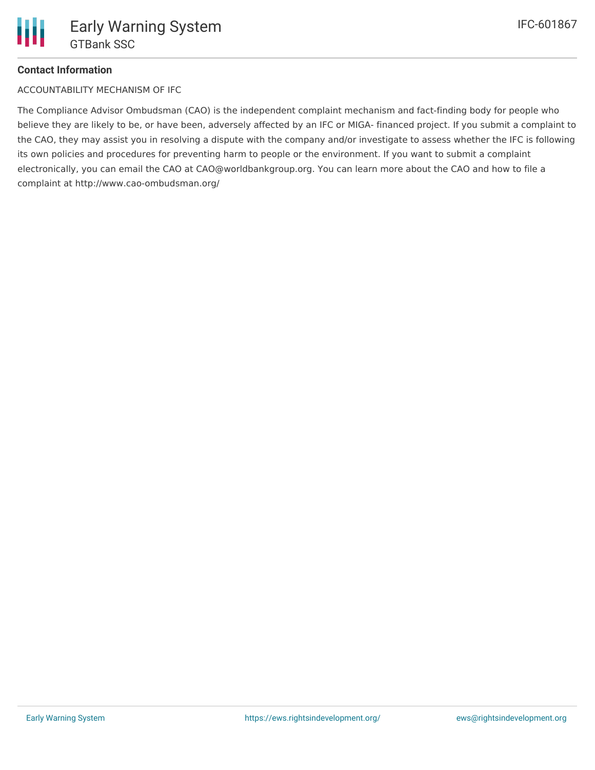**Contact Information**

ACCOUNTABILITY MECHANISM OF IFC

The Compliance Advisor Ombudsman (CAO) is the independent complaint mechanism and fact-finding body for people who believe they are likely to be, or have been, adversely affected by an IFC or MIGA- financed project. If you submit a complaint to the CAO, they may assist you in resolving a dispute with the company and/or investigate to assess whether the IFC is following its own policies and procedures for preventing harm to people or the environment. If you want to submit a complaint electronically, you can email the CAO at CAO@worldbankgroup.org. You can learn more about the CAO and how to file a complaint at http://www.cao-ombudsman.org/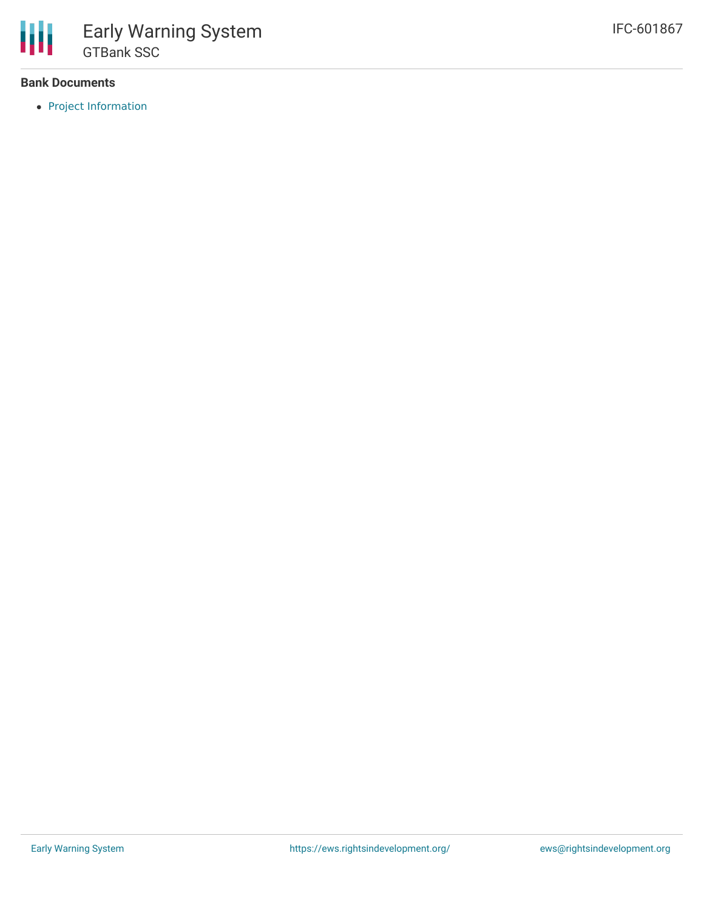**Bank Documents**

- Project Information